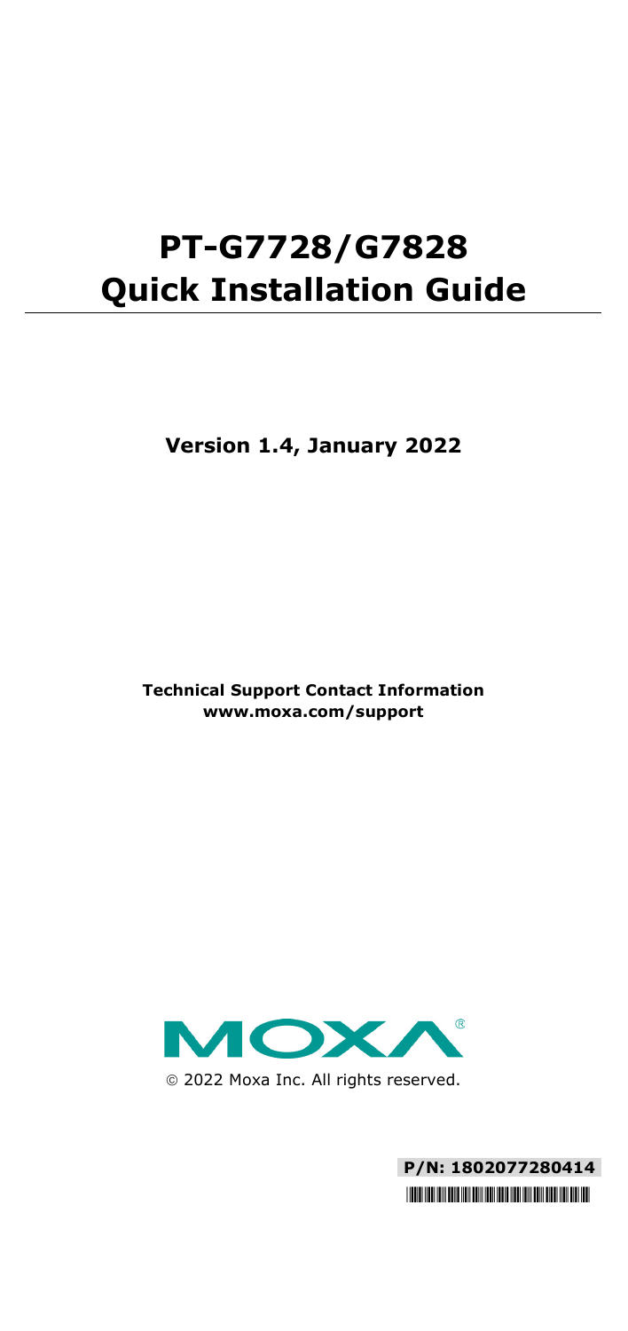# PT-G7728/G7828 Quick Installation Guide

**Version 1.4, January 2022**

**Technical Support Contact Information**
**www.moxa.com/support**

© 2022 Moxa Inc. All rights reserved.

**P/N: 1802077280414**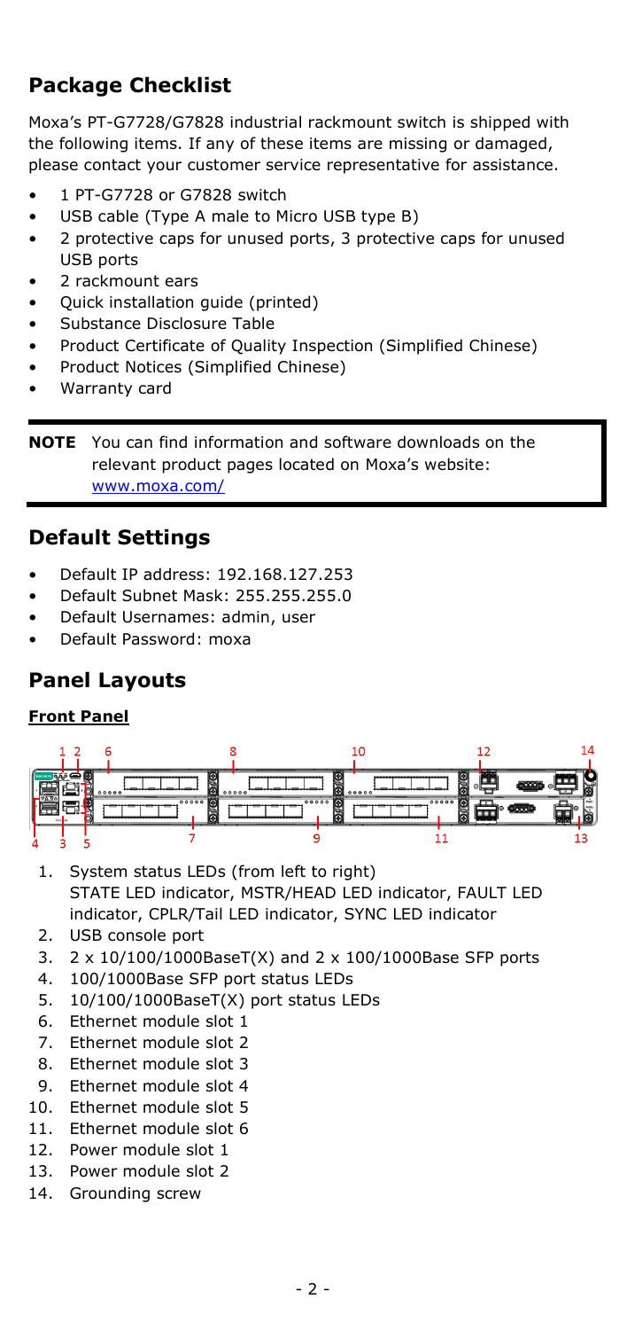## Package Checklist

Moxa's PT-G7728/G7828 industrial rackmount switch is shipped with the following items. If any of these items are missing or damaged, please contact your customer service representative for assistance.

- 1 PT-G7728 or G7828 switch
- USB cable (Type A male to Micro USB type B)
- 2 protective caps for unused ports, 3 protective caps for unused USB ports
- 2 rackmount ears
- Quick installation guide (printed)
- Substance Disclosure Table
- Product Certificate of Quality Inspection (Simplified Chinese)
- Product Notices (Simplified Chinese)
- Warranty card

**NOTE** You can find information and software downloads on the relevant product pages located on Moxa's website: www.moxa.com/

## Default Settings

- Default IP address: 192.168.127.253
- Default Subnet Mask: 255.255.255.0
- Default Usernames: admin, user
- Default Password: moxa

## Panel Layouts

### Front Panel

1. System status LEDs (from left to right) STATE LED indicator, MSTR/HEAD LED indicator, FAULT LED indicator, CPLR/Tail LED indicator, SYNC LED indicator
2. USB console port
3. 2 x 10/100/1000BaseT(X) and 2 x 100/1000Base SFP ports
4. 100/1000Base SFP port status LEDs
5. 10/100/1000BaseT(X) port status LEDs
6. Ethernet module slot 1
7. Ethernet module slot 2
8. Ethernet module slot 3
9. Ethernet module slot 4
10. Ethernet module slot 5
11. Ethernet module slot 6
12. Power module slot 1
13. Power module slot 2
14. Grounding screw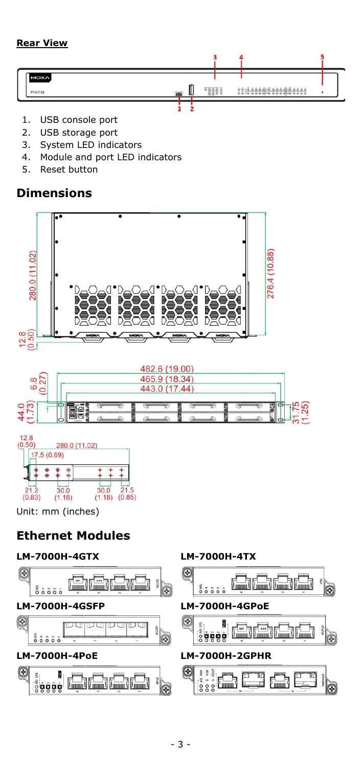**Rear View**

1. USB console port
2. USB storage port
3. System LED indicators
4. Module and port LED indicators
5. Reset button

## Dimensions

Unit: mm (inches)

## Ethernet Modules

**LM-7000H-4GTX**

**LM-7000H-4TX**

**LM-7000H-4GSFP**

**LM-7000H-4GPoE**

**LM-7000H-4PoE**

**LM-7000H-2GPHR**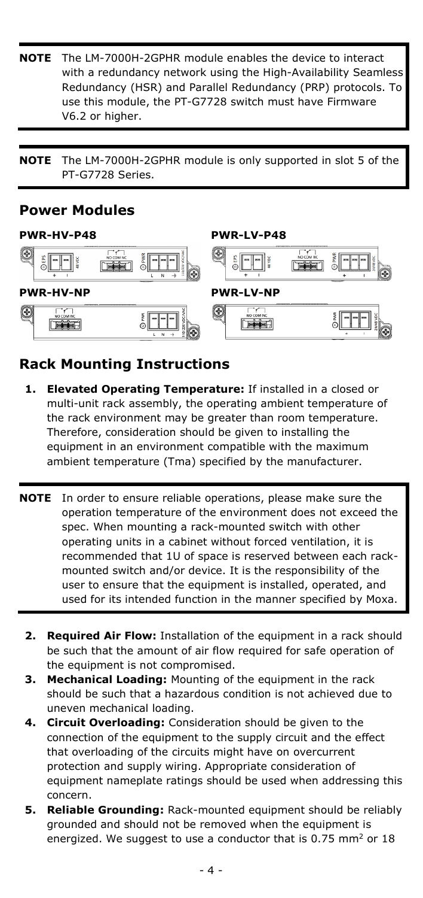**NOTE** The LM-7000H-2GPHR module enables the device to interact with a redundancy network using the High-Availability Seamless Redundancy (HSR) and Parallel Redundancy (PRP) protocols. To use this module, the PT-G7728 switch must have Firmware V6.2 or higher.

**NOTE** The LM-7000H-2GPHR module is only supported in slot 5 of the PT-G7728 Series.

## Power Modules

**PWR-HV-P48**

**PWR-LV-P48**

**PWR-HV-NP**

**PWR-LV-NP**

## Rack Mounting Instructions

1. **Elevated Operating Temperature:** If installed in a closed or multi-unit rack assembly, the operating ambient temperature of the rack environment may be greater than room temperature. Therefore, consideration should be given to installing the equipment in an environment compatible with the maximum ambient temperature (Tma) specified by the manufacturer.

**NOTE** In order to ensure reliable operations, please make sure the operation temperature of the environment does not exceed the spec. When mounting a rack-mounted switch with other operating units in a cabinet without forced ventilation, it is recommended that 1U of space is reserved between each rack-mounted switch and/or device. It is the responsibility of the user to ensure that the equipment is installed, operated, and used for its intended function in the manner specified by Moxa.

2. **Required Air Flow:** Installation of the equipment in a rack should be such that the amount of air flow required for safe operation of the equipment is not compromised.
3. **Mechanical Loading:** Mounting of the equipment in the rack should be such that a hazardous condition is not achieved due to uneven mechanical loading.
4. **Circuit Overloading:** Consideration should be given to the connection of the equipment to the supply circuit and the effect that overloading of the circuits might have on overcurrent protection and supply wiring. Appropriate consideration of equipment nameplate ratings should be used when addressing this concern.
5. **Reliable Grounding:** Rack-mounted equipment should be reliably grounded and should not be removed when the equipment is energized. We suggest to use a conductor that is 0.75 $mm^2$ or 18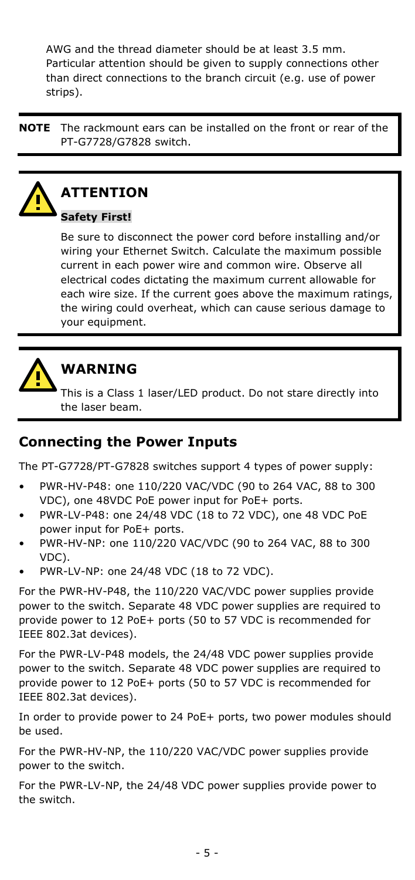AWG and the thread diameter should be at least 3.5 mm. Particular attention should be given to supply connections other than direct connections to the branch circuit (e.g. use of power strips).

**NOTE** The rackmount ears can be installed on the front or rear of the PT-G7728/G7828 switch.

### ATTENTION

**Safety First!**

Be sure to disconnect the power cord before installing and/or wiring your Ethernet Switch. Calculate the maximum possible current in each power wire and common wire. Observe all electrical codes dictating the maximum current allowable for each wire size. If the current goes above the maximum ratings, the wiring could overheat, which can cause serious damage to your equipment.

### WARNING

This is a Class 1 laser/LED product. Do not stare directly into the laser beam.

## Connecting the Power Inputs

The PT-G7728/PT-G7828 switches support 4 types of power supply:

- PWR-HV-P48: one 110/220 VAC/VDC (90 to 264 VAC, 88 to 300 VDC), one 48VDC PoE power input for PoE+ ports.
- PWR-LV-P48: one 24/48 VDC (18 to 72 VDC), one 48 VDC PoE power input for PoE+ ports.
- PWR-HV-NP: one 110/220 VAC/VDC (90 to 264 VAC, 88 to 300 VDC).
- PWR-LV-NP: one 24/48 VDC (18 to 72 VDC).

For the PWR-HV-P48, the 110/220 VAC/VDC power supplies provide power to the switch. Separate 48 VDC power supplies are required to provide power to 12 PoE+ ports (50 to 57 VDC is recommended for IEEE 802.3at devices).

For the PWR-LV-P48 models, the 24/48 VDC power supplies provide power to the switch. Separate 48 VDC power supplies are required to provide power to 12 PoE+ ports (50 to 57 VDC is recommended for IEEE 802.3at devices).

In order to provide power to 24 PoE+ ports, two power modules should be used.

For the PWR-HV-NP, the 110/220 VAC/VDC power supplies provide power to the switch.

For the PWR-LV-NP, the 24/48 VDC power supplies provide power to the switch.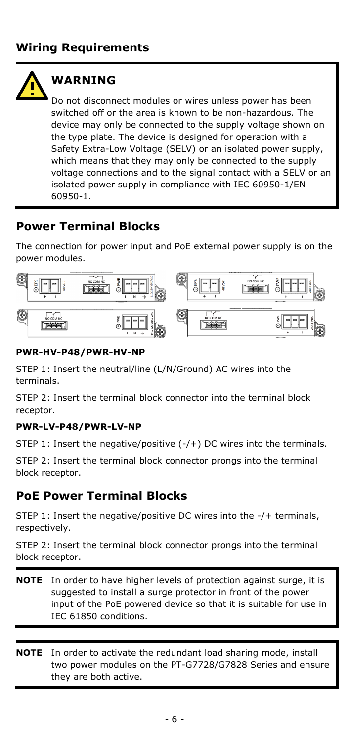## Wiring Requirements

> **WARNING**
>
> Do not disconnect modules or wires unless power has been switched off or the area is known to be non-hazardous. The device may only be connected to the supply voltage shown on the type plate. The device is designed for operation with a Safety Extra-Low Voltage (SELV) or an isolated power supply, which means that they may only be connected to the supply voltage connections and to the signal contact with a SELV or an isolated power supply in compliance with IEC 60950-1/EN 60950-1.

## Power Terminal Blocks

The connection for power input and PoE external power supply is on the power modules.

#### PWR-HV-P48/PWR-HV-NP

STEP 1: Insert the neutral/line (L/N/Ground) AC wires into the terminals.

STEP 2: Insert the terminal block connector into the terminal block receptor.

#### PWR-LV-P48/PWR-LV-NP

STEP 1: Insert the negative/positive (-/+) DC wires into the terminals.

STEP 2: Insert the terminal block connector prongs into the terminal block receptor.

## PoE Power Terminal Blocks

STEP 1: Insert the negative/positive DC wires into the -/+ terminals, respectively.

STEP 2: Insert the terminal block connector prongs into the terminal block receptor.

**NOTE** In order to have higher levels of protection against surge, it is suggested to install a surge protector in front of the power input of the PoE powered device so that it is suitable for use in IEC 61850 conditions.

**NOTE** In order to activate the redundant load sharing mode, install two power modules on the PT-G7728/G7828 Series and ensure they are both active.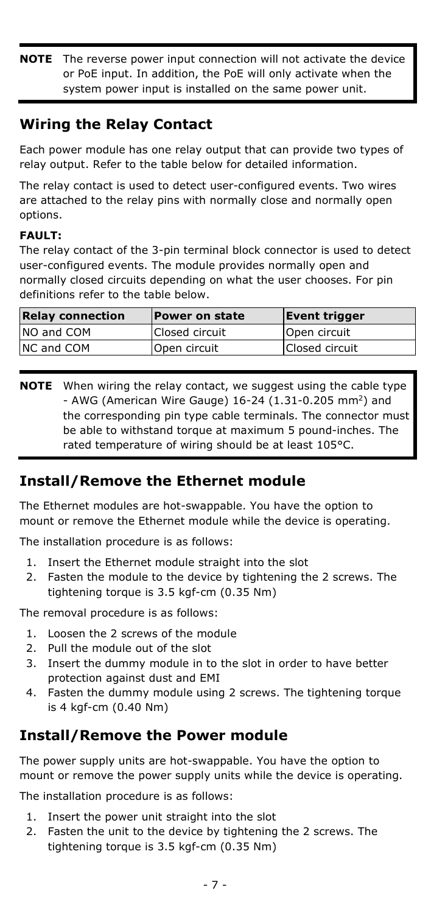**NOTE** The reverse power input connection will not activate the device or PoE input. In addition, the PoE will only activate when the system power input is installed on the same power unit.

## Wiring the Relay Contact

Each power module has one relay output that can provide two types of relay output. Refer to the table below for detailed information.

The relay contact is used to detect user-configured events. Two wires are attached to the relay pins with normally close and normally open options.

**FAULT:**
The relay contact of the 3-pin terminal block connector is used to detect user-configured events. The module provides normally open and normally closed circuits depending on what the user chooses. For pin definitions refer to the table below.

| Relay connection | Power on state | Event trigger |
|---|---|---|
| NO and COM | Closed circuit | Open circuit |
| NC and COM | Open circuit | Closed circuit |

**NOTE** When wiring the relay contact, we suggest using the cable type - AWG (American Wire Gauge) 16-24 (1.31-0.205 mm$^2$) and the corresponding pin type cable terminals. The connector must be able to withstand torque at maximum 5 pound-inches. The rated temperature of wiring should be at least 105°C.

## Install/Remove the Ethernet module

The Ethernet modules are hot-swappable. You have the option to mount or remove the Ethernet module while the device is operating.

The installation procedure is as follows:

1. Insert the Ethernet module straight into the slot
2. Fasten the module to the device by tightening the 2 screws. The tightening torque is 3.5 kgf-cm (0.35 Nm)

The removal procedure is as follows:

1. Loosen the 2 screws of the module
2. Pull the module out of the slot
3. Insert the dummy module in to the slot in order to have better protection against dust and EMI
4. Fasten the dummy module using 2 screws. The tightening torque is 4 kgf-cm (0.40 Nm)

## Install/Remove the Power module

The power supply units are hot-swappable. You have the option to mount or remove the power supply units while the device is operating.

The installation procedure is as follows:

1. Insert the power unit straight into the slot
2. Fasten the unit to the device by tightening the 2 screws. The tightening torque is 3.5 kgf-cm (0.35 Nm)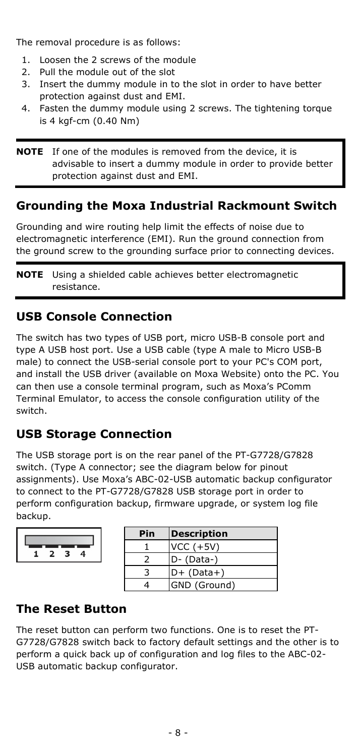The removal procedure is as follows:

1. Loosen the 2 screws of the module
2. Pull the module out of the slot
3. Insert the dummy module in to the slot in order to have better protection against dust and EMI.
4. Fasten the dummy module using 2 screws. The tightening torque is 4 kgf-cm (0.40 Nm)

**NOTE** If one of the modules is removed from the device, it is advisable to insert a dummy module in order to provide better protection against dust and EMI.

## Grounding the Moxa Industrial Rackmount Switch

Grounding and wire routing help limit the effects of noise due to electromagnetic interference (EMI). Run the ground connection from the ground screw to the grounding surface prior to connecting devices.

**NOTE** Using a shielded cable achieves better electromagnetic resistance.

## USB Console Connection

The switch has two types of USB port, micro USB-B console port and type A USB host port. Use a USB cable (type A male to Micro USB-B male) to connect the USB-serial console port to your PC's COM port, and install the USB driver (available on Moxa Website) onto the PC. You can then use a console terminal program, such as Moxa's PComm Terminal Emulator, to access the console configuration utility of the switch.

## USB Storage Connection

The USB storage port is on the rear panel of the PT-G7728/G7828 switch. (Type A connector; see the diagram below for pinout assignments). Use Moxa's ABC-02-USB automatic backup configurator to connect to the PT-G7728/G7828 USB storage port in order to perform configuration backup, firmware upgrade, or system log file backup.

1 2 3 4

| Pin | Description |
| --- | --- |
| 1 | VCC (+5V) |
| 2 | D- (Data-) |
| 3 | D+ (Data+) |
| 4 | GND (Ground) |

## The Reset Button

The reset button can perform two functions. One is to reset the PT-G7728/G7828 switch back to factory default settings and the other is to perform a quick back up of configuration and log files to the ABC-02-USB automatic backup configurator.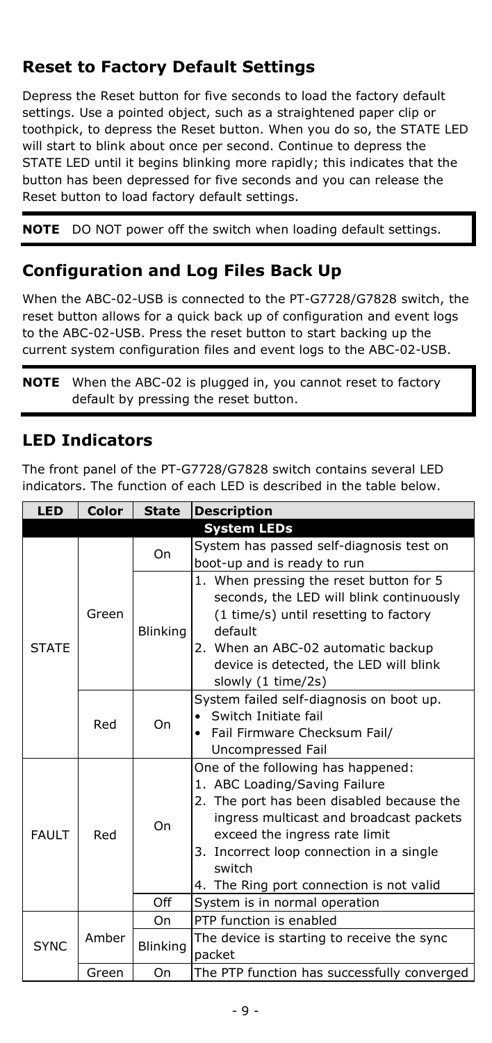## Reset to Factory Default Settings

Depress the Reset button for five seconds to load the factory default settings. Use a pointed object, such as a straightened paper clip or toothpick, to depress the Reset button. When you do so, the STATE LED will start to blink about once per second. Continue to depress the STATE LED until it begins blinking more rapidly; this indicates that the button has been depressed for five seconds and you can release the Reset button to load factory default settings.

**NOTE** DO NOT power off the switch when loading default settings.

## Configuration and Log Files Back Up

When the ABC-02-USB is connected to the PT-G7728/G7828 switch, the reset button allows for a quick back up of configuration and event logs to the ABC-02-USB. Press the reset button to start backing up the current system configuration files and event logs to the ABC-02-USB.

**NOTE** When the ABC-02 is plugged in, you cannot reset to factory default by pressing the reset button.

## LED Indicators

The front panel of the PT-G7728/G7828 switch contains several LED indicators. The function of each LED is described in the table below.

| LED | Color | State | Description |
|---|---|---|---|
| **System LEDs** | | | |
| STATE | Green | On | System has passed self-diagnosis test on boot-up and is ready to run |
| | | Blinking | 1. When pressing the reset button for 5 seconds, the LED will blink continuously (1 time/s) until resetting to factory default<br>2. When an ABC-02 automatic backup device is detected, the LED will blink slowly (1 time/2s) |
| | Red | On | System failed self-diagnosis on boot up.<br>• Switch Initiate fail<br>• Fail Firmware Checksum Fail/ Uncompressed Fail |
| FAULT | Red | On | One of the following has happened:<br>1. ABC Loading/Saving Failure<br>2. The port has been disabled because the ingress multicast and broadcast packets exceed the ingress rate limit<br>3. Incorrect loop connection in a single switch<br>4. The Ring port connection is not valid |
| | | Off | System is in normal operation |
| SYNC | Amber | On | PTP function is enabled |
| | | Blinking | The device is starting to receive the sync packet |
| | Green | On | The PTP function has successfully converged |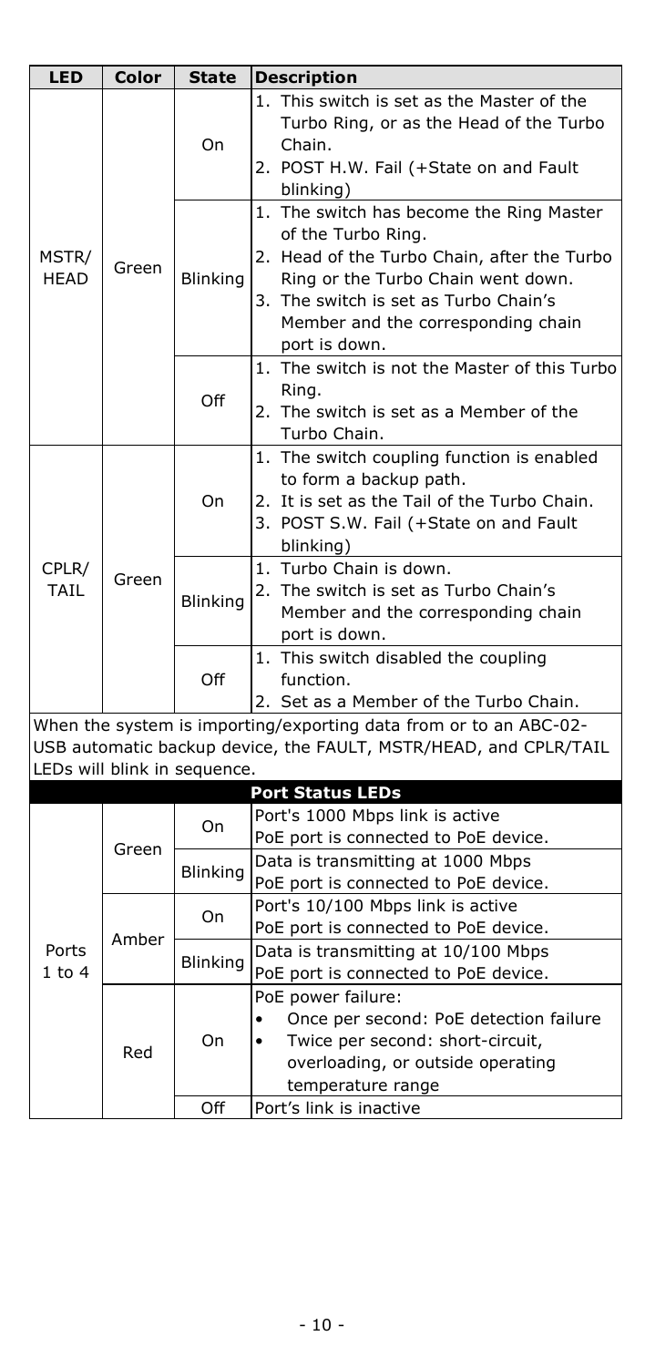| LED | Color | State | Description |
| --- | --- | --- | --- |
| MSTR/ HEAD | Green | On | 1. This switch is set as the Master of the Turbo Ring, or as the Head of the Turbo Chain.<br>2. POST H.W. Fail (+State on and Fault blinking) |
| | | Blinking | 1. The switch has become the Ring Master of the Turbo Ring.<br>2. Head of the Turbo Chain, after the Turbo Ring or the Turbo Chain went down.<br>3. The switch is set as Turbo Chain's Member and the corresponding chain port is down. |
| | | Off | 1. The switch is not the Master of this Turbo Ring.<br>2. The switch is set as a Member of the Turbo Chain. |
| CPLR/ TAIL | Green | On | 1. The switch coupling function is enabled to form a backup path.<br>2. It is set as the Tail of the Turbo Chain.<br>3. POST S.W. Fail (+State on and Fault blinking) |
| | | Blinking | 1. Turbo Chain is down.<br>2. The switch is set as Turbo Chain's Member and the corresponding chain port is down. |
| | | Off | 1. This switch disabled the coupling function.<br>2. Set as a Member of the Turbo Chain. |
| When the system is importing/exporting data from or to an ABC-02-USB automatic backup device, the FAULT, MSTR/HEAD, and CPLR/TAIL LEDs will blink in sequence. | | | |
| | | | **Port Status LEDs** |
| Ports 1 to 4 | Green | On | Port's 1000 Mbps link is active<br>PoE port is connected to PoE device. |
| | | Blinking | Data is transmitting at 1000 Mbps<br>PoE port is connected to PoE device. |
| | Amber | On | Port's 10/100 Mbps link is active<br>PoE port is connected to PoE device. |
| | | Blinking | Data is transmitting at 10/100 Mbps<br>PoE port is connected to PoE device. |
| | Red | On | PoE power failure:<br>• Once per second: PoE detection failure<br>• Twice per second: short-circuit, overloading, or outside operating temperature range |
| | | Off | Port's link is inactive |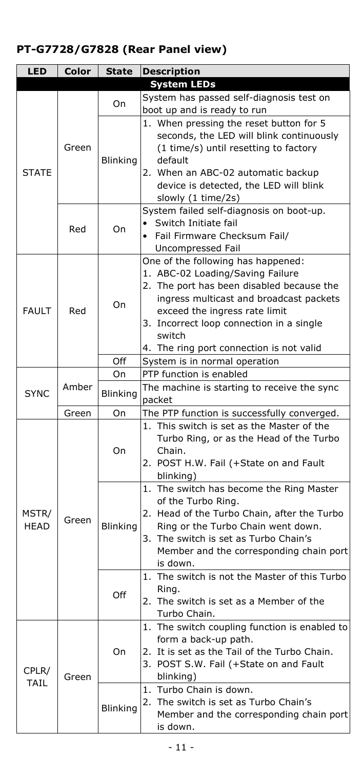## PT-G7728/G7828 (Rear Panel view)

| LED | Color | State | Description |
|---|---|---|---|
| **System LEDs** | | | |
| STATE | Green | On | System has passed self-diagnosis test on boot up and is ready to run |
| | | Blinking | 1. When pressing the reset button for 5 seconds, the LED will blink continuously (1 time/s) until resetting to factory default<br>2. When an ABC-02 automatic backup device is detected, the LED will blink slowly (1 time/2s) |
| | Red | On | System failed self-diagnosis on boot-up.<br>• Switch Initiate fail<br>• Fail Firmware Checksum Fail/ Uncompressed Fail |
| FAULT | Red | On | One of the following has happened:<br>1. ABC-02 Loading/Saving Failure<br>2. The port has been disabled because the ingress multicast and broadcast packets exceed the ingress rate limit<br>3. Incorrect loop connection in a single switch<br>4. The ring port connection is not valid |
| | | Off | System is in normal operation |
| SYNC | Amber | On | PTP function is enabled |
| | | Blinking | The machine is starting to receive the sync packet |
| | Green | On | The PTP function is successfully converged. |
| MSTR/ HEAD | Green | On | 1. This switch is set as the Master of the Turbo Ring, or as the Head of the Turbo Chain.<br>2. POST H.W. Fail (+State on and Fault blinking) |
| | | Blinking | 1. The switch has become the Ring Master of the Turbo Ring.<br>2. Head of the Turbo Chain, after the Turbo Ring or the Turbo Chain went down.<br>3. The switch is set as Turbo Chain's Member and the corresponding chain port is down. |
| | | Off | 1. The switch is not the Master of this Turbo Ring.<br>2. The switch is set as a Member of the Turbo Chain. |
| CPLR/ TAIL | Green | On | 1. The switch coupling function is enabled to form a back-up path.<br>2. It is set as the Tail of the Turbo Chain.<br>3. POST S.W. Fail (+State on and Fault blinking) |
| | | Blinking | 1. Turbo Chain is down.<br>2. The switch is set as Turbo Chain's Member and the corresponding chain port is down. |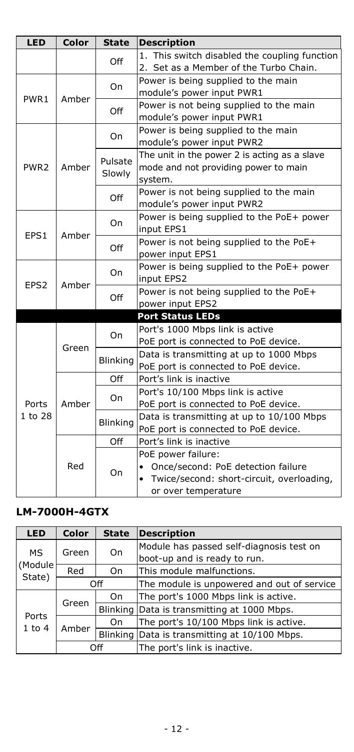| LED | Color | State | Description |
|---|---|---|---|
| | | Off | 1. This switch disabled the coupling function<br>2. Set as a Member of the Turbo Chain. |
| PWR1 | Amber | On | Power is being supplied to the main module's power input PWR1 |
| | | Off | Power is not being supplied to the main module's power input PWR1 |
| PWR2 | Amber | On | Power is being supplied to the main module's power input PWR2 |
| | | Pulsate Slowly | The unit in the power 2 is acting as a slave mode and not providing power to main system. |
| | | Off | Power is not being supplied to the main module's power input PWR2 |
| EPS1 | Amber | On | Power is being supplied to the PoE+ power input EPS1 |
| | | Off | Power is not being supplied to the PoE+ power input EPS1 |
| EPS2 | Amber | On | Power is being supplied to the PoE+ power input EPS2 |
| | | Off | Power is not being supplied to the PoE+ power input EPS2 |
| **Port Status LEDs** | | | |
| Ports 1 to 28 | Green | On | Port's 1000 Mbps link is active<br>PoE port is connected to PoE device. |
| | | Blinking | Data is transmitting at up to 1000 Mbps<br>PoE port is connected to PoE device. |
| | | Off | Port's link is inactive |
| | Amber | On | Port's 10/100 Mbps link is active<br>PoE port is connected to PoE device. |
| | | Blinking | Data is transmitting at up to 10/100 Mbps<br>PoE port is connected to PoE device. |
| | | Off | Port's link is inactive |
| | Red | On | PoE power failure:<br>• Once/second: PoE detection failure<br>• Twice/second: short-circuit, overloading, or over temperature |

### LM-7000H-4GTX

| LED | Color | State | Description |
|---|---|---|---|
| MS (Module State) | Green | On | Module has passed self-diagnosis test on boot-up and is ready to run. |
| | Red | On | This module malfunctions. |
| | Off | | The module is unpowered and out of service |
| Ports 1 to 4 | Green | On | The port's 1000 Mbps link is active. |
| | | Blinking | Data is transmitting at 1000 Mbps. |
| | Amber | On | The port's 10/100 Mbps link is active. |
| | | Blinking | Data is transmitting at 10/100 Mbps. |
| | Off | | The port's link is inactive. |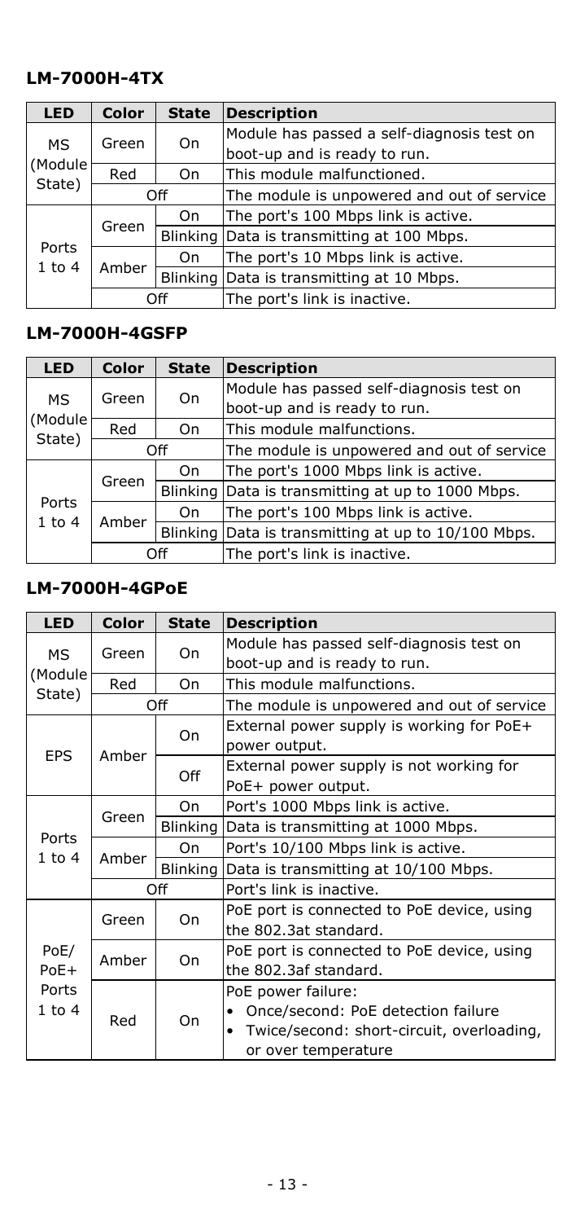### LM-7000H-4TX

| LED | Color | State | Description |
|---|---|---|---|
| MS (Module State) | Green | On | Module has passed a self-diagnosis test on boot-up and is ready to run. |
| | Red | On | This module malfunctioned. |
| | Off | | The module is unpowered and out of service |
| Ports 1 to 4 | Green | On | The port's 100 Mbps link is active. |
| | | Blinking | Data is transmitting at 100 Mbps. |
| | Amber | On | The port's 10 Mbps link is active. |
| | | Blinking | Data is transmitting at 10 Mbps. |
| | Off | | The port's link is inactive. |

### LM-7000H-4GSFP

| LED | Color | State | Description |
|---|---|---|---|
| MS (Module State) | Green | On | Module has passed self-diagnosis test on boot-up and is ready to run. |
| | Red | On | This module malfunctions. |
| | Off | | The module is unpowered and out of service |
| Ports 1 to 4 | Green | On | The port's 1000 Mbps link is active. |
| | | Blinking | Data is transmitting at up to 1000 Mbps. |
| | Amber | On | The port's 100 Mbps link is active. |
| | | Blinking | Data is transmitting at up to 10/100 Mbps. |
| | Off | | The port's link is inactive. |

### LM-7000H-4GPoE

| LED | Color | State | Description |
|---|---|---|---|
| MS (Module State) | Green | On | Module has passed self-diagnosis test on boot-up and is ready to run. |
| | Red | On | This module malfunctions. |
| | Off | | The module is unpowered and out of service |
| EPS | Amber | On | External power supply is working for PoE+ power output. |
| | | Off | External power supply is not working for PoE+ power output. |
| Ports 1 to 4 | Green | On | Port's 1000 Mbps link is active. |
| | | Blinking | Data is transmitting at 1000 Mbps. |
| | Amber | On | Port's 10/100 Mbps link is active. |
| | | Blinking | Data is transmitting at 10/100 Mbps. |
| | Off | | Port's link is inactive. |
| PoE/ PoE+ Ports 1 to 4 | Green | On | PoE port is connected to PoE device, using the 802.3at standard. |
| | Amber | On | PoE port is connected to PoE device, using the 802.3af standard. |
| | Red | On | PoE power failure: • Once/second: PoE detection failure • Twice/second: short-circuit, overloading, or over temperature |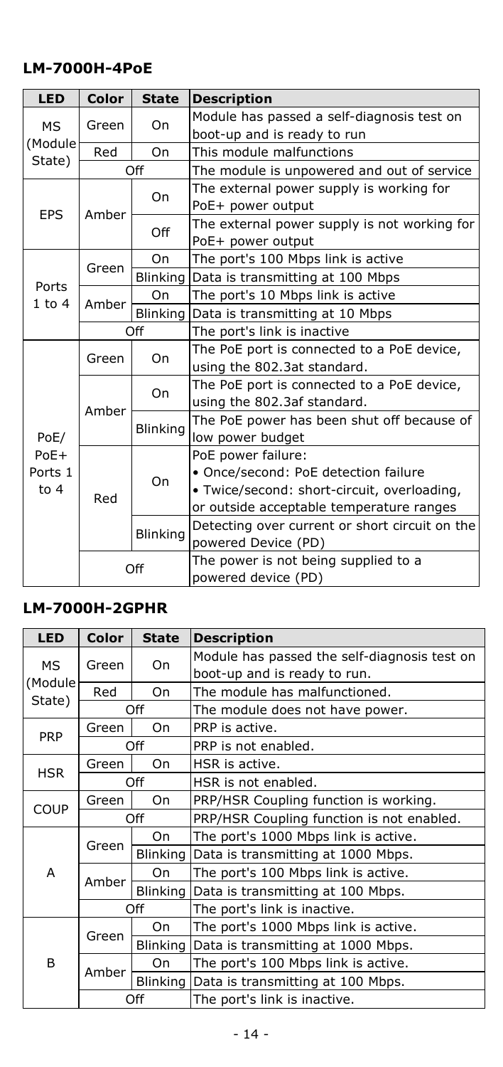### LM-7000H-4PoE

| LED | Color | State | Description |
|---|---|---|---|
| MS (Module State) | Green | On | Module has passed a self-diagnosis test on boot-up and is ready to run |
| | Red | On | This module malfunctions |
| | Off | | The module is unpowered and out of service |
| EPS | Amber | On | The external power supply is working for PoE+ power output |
| | | Off | The external power supply is not working for PoE+ power output |
| Ports 1 to 4 | Green | On | The port's 100 Mbps link is active |
| | | Blinking | Data is transmitting at 100 Mbps |
| | Amber | On | The port's 10 Mbps link is active |
| | | Blinking | Data is transmitting at 10 Mbps |
| | Off | | The port's link is inactive |
| PoE/ PoE+ Ports 1 to 4 | Green | On | The PoE port is connected to a PoE device, using the 802.3at standard. |
| | Amber | On | The PoE port is connected to a PoE device, using the 802.3af standard. |
| | | Blinking | The PoE power has been shut off because of low power budget |
| | Red | On | PoE power failure:<br>• Once/second: PoE detection failure<br>• Twice/second: short-circuit, overloading, or outside acceptable temperature ranges |
| | | Blinking | Detecting over current or short circuit on the powered Device (PD) |
| | Off | | The power is not being supplied to a powered device (PD) |

### LM-7000H-2GPHR

| LED | Color | State | Description |
|---|---|---|---|
| MS (Module State) | Green | On | Module has passed the self-diagnosis test on boot-up and is ready to run. |
| | Red | On | The module has malfunctioned. |
| | Off | | The module does not have power. |
| PRP | Green | On | PRP is active. |
| | Off | | PRP is not enabled. |
| HSR | Green | On | HSR is active. |
| | Off | | HSR is not enabled. |
| COUP | Green | On | PRP/HSR Coupling function is working. |
| | Off | | PRP/HSR Coupling function is not enabled. |
| A | Green | On | The port's 1000 Mbps link is active. |
| | | Blinking | Data is transmitting at 1000 Mbps. |
| | Amber | On | The port's 100 Mbps link is active. |
| | | Blinking | Data is transmitting at 100 Mbps. |
| | Off | | The port's link is inactive. |
| B | Green | On | The port's 1000 Mbps link is active. |
| | | Blinking | Data is transmitting at 1000 Mbps. |
| | Amber | On | The port's 100 Mbps link is active. |
| | | Blinking | Data is transmitting at 100 Mbps. |
| | Off | | The port's link is inactive. |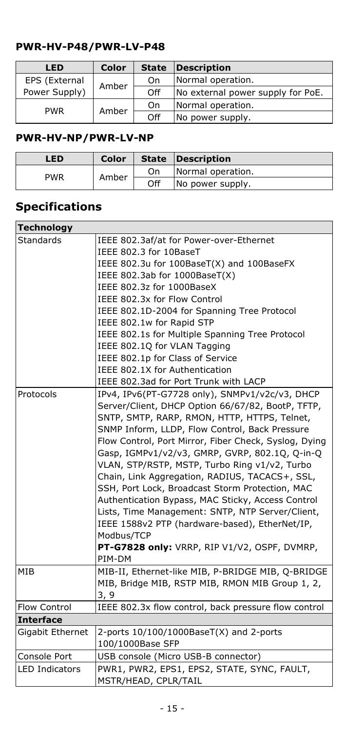### PWR-HV-P48/PWR-LV-P48

| LED | Color | State | Description |
|---|---|---|---|
| EPS (External Power Supply) | Amber | On | Normal operation. |
| | | Off | No external power supply for PoE. |
| PWR | Amber | On | Normal operation. |
| | | Off | No power supply. |

### PWR-HV-NP/PWR-LV-NP

| LED | Color | State | Description |
|---|---|---|---|
| PWR | Amber | On | Normal operation. |
| | | Off | No power supply. |

## Specifications

| **Technology** | |
|---|---|
| Standards | IEEE 802.3af/at for Power-over-Ethernet<br>IEEE 802.3 for 10BaseT<br>IEEE 802.3u for 100BaseT(X) and 100BaseFX<br>IEEE 802.3ab for 1000BaseT(X)<br>IEEE 802.3z for 1000BaseX<br>IEEE 802.3x for Flow Control<br>IEEE 802.1D-2004 for Spanning Tree Protocol<br>IEEE 802.1w for Rapid STP<br>IEEE 802.1s for Multiple Spanning Tree Protocol<br>IEEE 802.1Q for VLAN Tagging<br>IEEE 802.1p for Class of Service<br>IEEE 802.1X for Authentication<br>IEEE 802.3ad for Port Trunk with LACP |
| Protocols | IPv4, IPv6(PT-G7728 only), SNMPv1/v2c/v3, DHCP Server/Client, DHCP Option 66/67/82, BootP, TFTP, SNTP, SMTP, RARP, RMON, HTTP, HTTPS, Telnet, SNMP Inform, LLDP, Flow Control, Back Pressure Flow Control, Port Mirror, Fiber Check, Syslog, Dying Gasp, IGMPv1/v2/v3, GMRP, GVRP, 802.1Q, Q-in-Q VLAN, STP/RSTP, MSTP, Turbo Ring v1/v2, Turbo Chain, Link Aggregation, RADIUS, TACACS+, SSL, SSH, Port Lock, Broadcast Storm Protection, MAC Authentication Bypass, MAC Sticky, Access Control Lists, Time Management: SNTP, NTP Server/Client, IEEE 1588v2 PTP (hardware-based), EtherNet/IP, Modbus/TCP<br>**PT-G7828 only:** VRRP, RIP V1/V2, OSPF, DVMRP, PIM-DM |
| MIB | MIB-II, Ethernet-like MIB, P-BRIDGE MIB, Q-BRIDGE MIB, Bridge MIB, RSTP MIB, RMON MIB Group 1, 2, 3, 9 |
| Flow Control | IEEE 802.3x flow control, back pressure flow control |
| **Interface** | |
| Gigabit Ethernet | 2-ports 10/100/1000BaseT(X) and 2-ports 100/1000Base SFP |
| Console Port | USB console (Micro USB-B connector) |
| LED Indicators | PWR1, PWR2, EPS1, EPS2, STATE, SYNC, FAULT, MSTR/HEAD, CPLR/TAIL |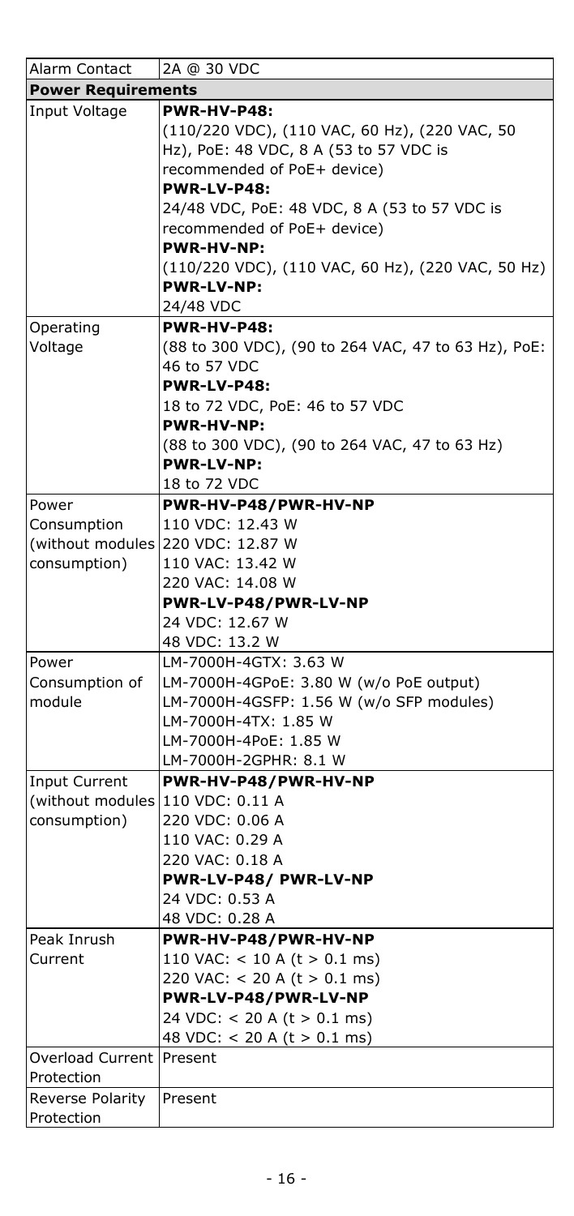| Alarm Contact | 2A @ 30 VDC |
|---|---|
| **Power Requirements** | |
| Input Voltage | **PWR-HV-P48:**<br>(110/220 VDC), (110 VAC, 60 Hz), (220 VAC, 50 Hz), PoE: 48 VDC, 8 A (53 to 57 VDC is recommended of PoE+ device)<br>**PWR-LV-P48:**<br>24/48 VDC, PoE: 48 VDC, 8 A (53 to 57 VDC is recommended of PoE+ device)<br>**PWR-HV-NP:**<br>(110/220 VDC), (110 VAC, 60 Hz), (220 VAC, 50 Hz)<br>**PWR-LV-NP:**<br>24/48 VDC |
| Operating Voltage | **PWR-HV-P48:**<br>(88 to 300 VDC), (90 to 264 VAC, 47 to 63 Hz), PoE: 46 to 57 VDC<br>**PWR-LV-P48:**<br>18 to 72 VDC, PoE: 46 to 57 VDC<br>**PWR-HV-NP:**<br>(88 to 300 VDC), (90 to 264 VAC, 47 to 63 Hz)<br>**PWR-LV-NP:**<br>18 to 72 VDC |
| Power Consumption (without modules consumption) | **PWR-HV-P48/PWR-HV-NP**<br>110 VDC: 12.43 W<br>220 VDC: 12.87 W<br>110 VAC: 13.42 W<br>220 VAC: 14.08 W<br>**PWR-LV-P48/PWR-LV-NP**<br>24 VDC: 12.67 W<br>48 VDC: 13.2 W |
| Power Consumption of module | LM-7000H-4GTX: 3.63 W<br>LM-7000H-4GPoE: 3.80 W (w/o PoE output)<br>LM-7000H-4GSFP: 1.56 W (w/o SFP modules)<br>LM-7000H-4TX: 1.85 W<br>LM-7000H-4PoE: 1.85 W<br>LM-7000H-2GPHR: 8.1 W |
| Input Current (without modules consumption) | **PWR-HV-P48/PWR-HV-NP**<br>110 VDC: 0.11 A<br>220 VDC: 0.06 A<br>110 VAC: 0.29 A<br>220 VAC: 0.18 A<br>**PWR-LV-P48/ PWR-LV-NP**<br>24 VDC: 0.53 A<br>48 VDC: 0.28 A |
| Peak Inrush Current | **PWR-HV-P48/PWR-HV-NP**<br>110 VAC: < 10 A (t > 0.1 ms)<br>220 VAC: < 20 A (t > 0.1 ms)<br>**PWR-LV-P48/PWR-LV-NP**<br>24 VDC: < 20 A (t > 0.1 ms)<br>48 VDC: < 20 A (t > 0.1 ms) |
| Overload Current Protection | Present |
| Reverse Polarity Protection | Present |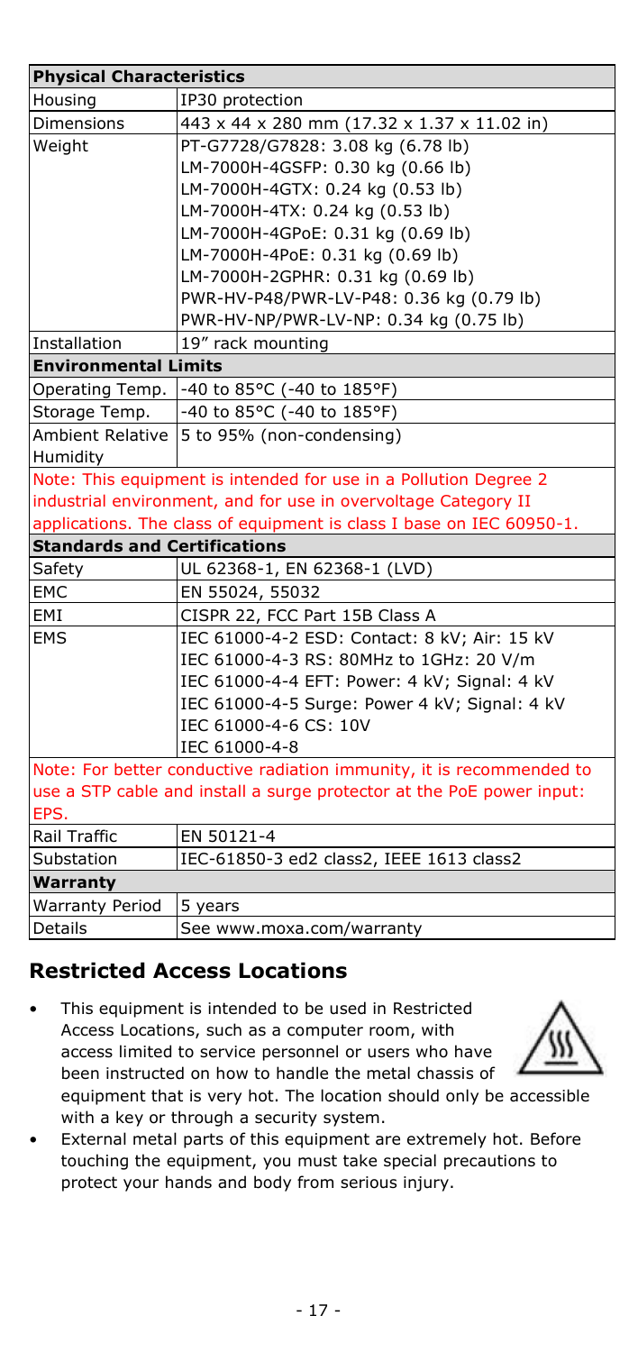| | |
|---|---|
| **Physical Characteristics** | |
| Housing | IP30 protection |
| Dimensions | 443 x 44 x 280 mm (17.32 x 1.37 x 11.02 in) |
| Weight | PT-G7728/G7828: 3.08 kg (6.78 lb)<br>LM-7000H-4GSFP: 0.30 kg (0.66 lb)<br>LM-7000H-4GTX: 0.24 kg (0.53 lb)<br>LM-7000H-4TX: 0.24 kg (0.53 lb)<br>LM-7000H-4GPoE: 0.31 kg (0.69 lb)<br>LM-7000H-4PoE: 0.31 kg (0.69 lb)<br>LM-7000H-2GPHR: 0.31 kg (0.69 lb)<br>PWR-HV-P48/PWR-LV-P48: 0.36 kg (0.79 lb)<br>PWR-HV-NP/PWR-LV-NP: 0.34 kg (0.75 lb) |
| Installation | 19" rack mounting |
| **Environmental Limits** | |
| Operating Temp. | -40 to 85°C (-40 to 185°F) |
| Storage Temp. | -40 to 85°C (-40 to 185°F) |
| Ambient Relative Humidity | 5 to 95% (non-condensing) |
| Note: This equipment is intended for use in a Pollution Degree 2 industrial environment, and for use in overvoltage Category II applications. The class of equipment is class I base on IEC 60950-1. | |
| **Standards and Certifications** | |
| Safety | UL 62368-1, EN 62368-1 (LVD) |
| EMC | EN 55024, 55032 |
| EMI | CISPR 22, FCC Part 15B Class A |
| EMS | IEC 61000-4-2 ESD: Contact: 8 kV; Air: 15 kV<br>IEC 61000-4-3 RS: 80MHz to 1GHz: 20 V/m<br>IEC 61000-4-4 EFT: Power: 4 kV; Signal: 4 kV<br>IEC 61000-4-5 Surge: Power 4 kV; Signal: 4 kV<br>IEC 61000-4-6 CS: 10V<br>IEC 61000-4-8 |
| Note: For better conductive radiation immunity, it is recommended to use a STP cable and install a surge protector at the PoE power input: EPS. | |
| Rail Traffic | EN 50121-4 |
| Substation | IEC-61850-3 ed2 class2, IEEE 1613 class2 |
| **Warranty** | |
| Warranty Period | 5 years |
| Details | See www.moxa.com/warranty |

## Restricted Access Locations

- This equipment is intended to be used in Restricted Access Locations, such as a computer room, with access limited to service personnel or users who have been instructed on how to handle the metal chassis of equipment that is very hot. The location should only be accessible with a key or through a security system.
- External metal parts of this equipment are extremely hot. Before touching the equipment, you must take special precautions to protect your hands and body from serious injury.